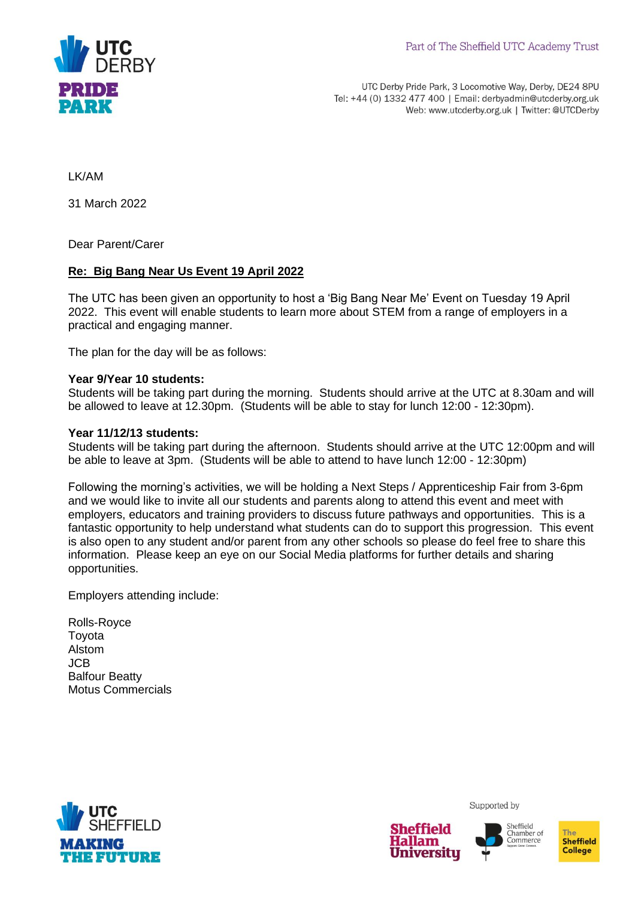Part of The Sheffield UTC Academy Trust

UTC Derby Pride Park, 3 Locomotive Way, Derby, DE24 8PU
Tel: +44 (0) 1332 477 400 | Email: derbyadmin@utcderby.org.uk
Web: www.utcderby.org.uk | Twitter: @UTCDerby

LK/AM

31 March 2022

Dear Parent/Carer

**Re: Big Bang Near Us Event 19 April 2022**

The UTC has been given an opportunity to host a 'Big Bang Near Me' Event on Tuesday 19 April 2022. This event will enable students to learn more about STEM from a range of employers in a practical and engaging manner.

The plan for the day will be as follows:

**Year 9/Year 10 students:**
Students will be taking part during the morning. Students should arrive at the UTC at 8.30am and will be allowed to leave at 12.30pm. (Students will be able to stay for lunch 12:00 - 12:30pm).

**Year 11/12/13 students:**
Students will be taking part during the afternoon. Students should arrive at the UTC 12:00pm and will be able to leave at 3pm. (Students will be able to attend to have lunch 12:00 - 12:30pm)

Following the morning's activities, we will be holding a Next Steps / Apprenticeship Fair from 3-6pm and we would like to invite all our students and parents along to attend this event and meet with employers, educators and training providers to discuss future pathways and opportunities. This is a fantastic opportunity to help understand what students can do to support this progression. This event is also open to any student and/or parent from any other schools so please do feel free to share this information. Please keep an eye on our Social Media platforms for further details and sharing opportunities.

Employers attending include:

Rolls-Royce
Toyota
Alstom
JCB
Balfour Beatty
Motus Commercials

Supported by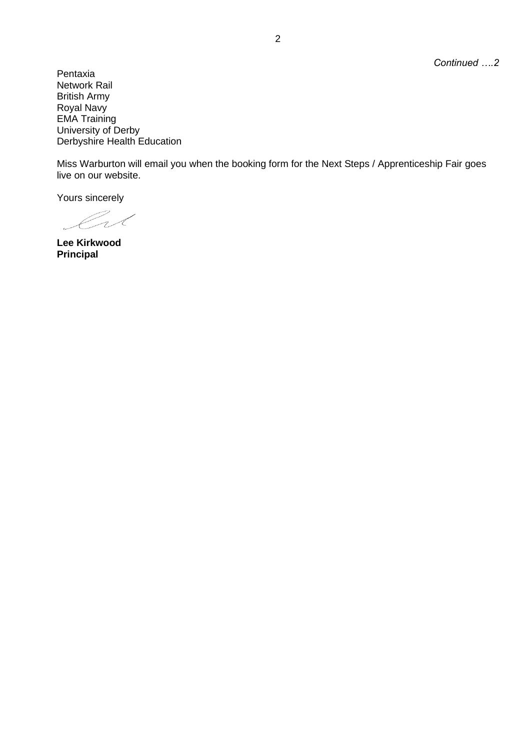*Continued ….2*

Pentaxia
Network Rail
British Army
Royal Navy
EMA Training
University of Derby
Derbyshire Health Education

Miss Warburton will email you when the booking form for the Next Steps / Apprenticeship Fair goes live on our website.

Yours sincerely

**Lee Kirkwood**
**Principal**